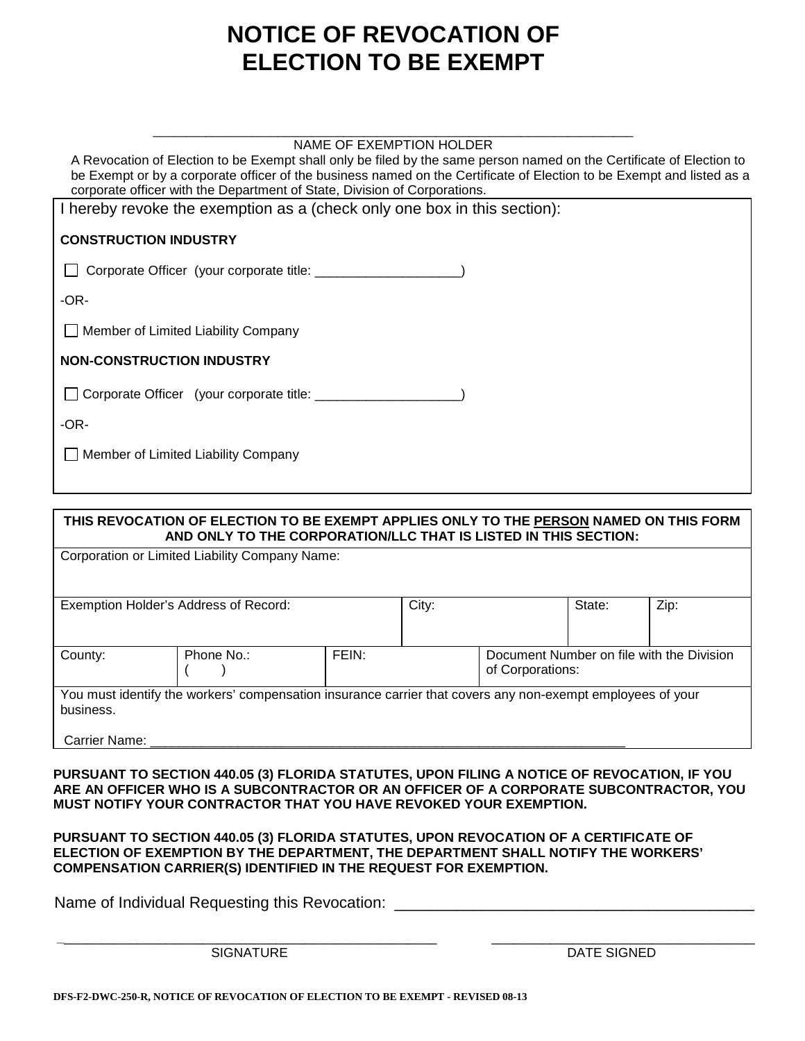# NOTICE OF REVOCATION OF ELECTION TO BE EXEMPT

______________________________________________________________

NAME OF EXEMPTION HOLDER

A Revocation of Election to be Exempt shall only be filed by the same person named on the Certificate of Election to be Exempt or by a corporate officer of the business named on the Certificate of Election to be Exempt and listed as a corporate officer with the Department of State, Division of Corporations.

I hereby revoke the exemption as a (check only one box in this section):

**CONSTRUCTION INDUSTRY**

☐ Corporate Officer (your corporate title: ____________________)

-OR-

☐ Member of Limited Liability Company

**NON-CONSTRUCTION INDUSTRY**

☐ Corporate Officer (your corporate title: ____________________)

-OR-

☐ Member of Limited Liability Company

**THIS REVOCATION OF ELECTION TO BE EXEMPT APPLIES ONLY TO THE PERSON NAMED ON THIS FORM AND ONLY TO THE CORPORATION/LLC THAT IS LISTED IN THIS SECTION:**

| | | | | |
|---|---|---|---|---|
| Corporation or Limited Liability Company Name: | | | | |
| Exemption Holder's Address of Record: | | City: | State: | Zip: |
| County: | Phone No.: ( ) | FEIN: | Document Number on file with the Division of Corporations: | |

You must identify the workers' compensation insurance carrier that covers any non-exempt employees of your business.

Carrier Name: ____________________________________________________________

**PURSUANT TO SECTION 440.05 (3) FLORIDA STATUTES, UPON FILING A NOTICE OF REVOCATION, IF YOU ARE AN OFFICER WHO IS A SUBCONTRACTOR OR AN OFFICER OF A CORPORATE SUBCONTRACTOR, YOU MUST NOTIFY YOUR CONTRACTOR THAT YOU HAVE REVOKED YOUR EXEMPTION.**

**PURSUANT TO SECTION 440.05 (3) FLORIDA STATUTES, UPON REVOCATION OF A CERTIFICATE OF ELECTION OF EXEMPTION BY THE DEPARTMENT, THE DEPARTMENT SHALL NOTIFY THE WORKERS' COMPENSATION CARRIER(S) IDENTIFIED IN THE REQUEST FOR EXEMPTION.**

Name of Individual Requesting this Revocation: ________________________________________

________________________________________ ________________________________

SIGNATURE DATE SIGNED

DFS-F2-DWC-250-R, NOTICE OF REVOCATION OF ELECTION TO BE EXEMPT - REVISED 08-13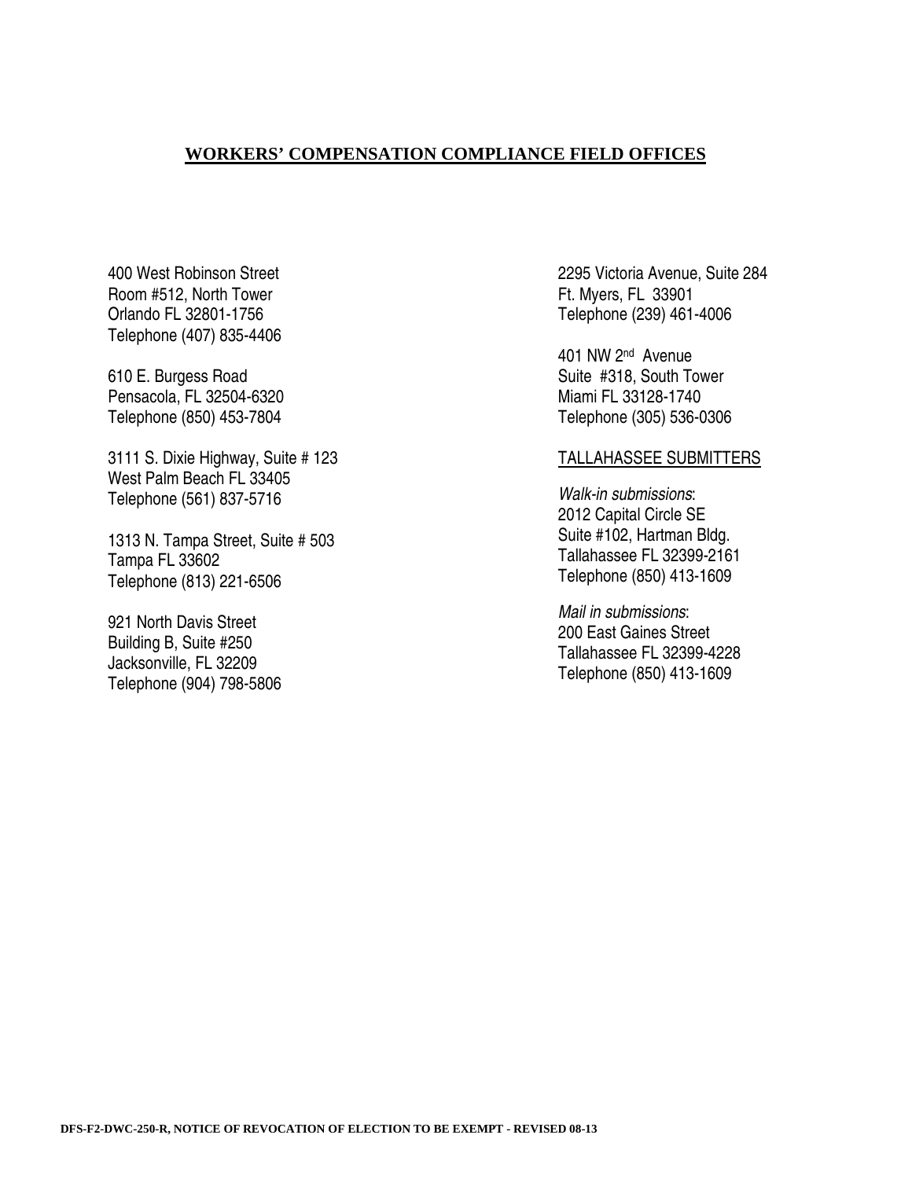## WORKERS' COMPENSATION COMPLIANCE FIELD OFFICES

400 West Robinson Street
Room #512, North Tower
Orlando FL 32801-1756
Telephone (407) 835-4406

610 E. Burgess Road
Pensacola, FL 32504-6320
Telephone (850) 453-7804

3111 S. Dixie Highway, Suite # 123
West Palm Beach FL 33405
Telephone (561) 837-5716

1313 N. Tampa Street, Suite # 503
Tampa FL 33602
Telephone (813) 221-6506

921 North Davis Street
Building B, Suite #250
Jacksonville, FL 32209
Telephone (904) 798-5806

2295 Victoria Avenue, Suite 284
Ft. Myers, FL 33901
Telephone (239) 461-4006

401 NW 2nd Avenue
Suite #318, South Tower
Miami FL 33128-1740
Telephone (305) 536-0306

TALLAHASSEE SUBMITTERS

*Walk-in submissions*:
2012 Capital Circle SE
Suite #102, Hartman Bldg.
Tallahassee FL 32399-2161
Telephone (850) 413-1609

*Mail in submissions*:
200 East Gaines Street
Tallahassee FL 32399-4228
Telephone (850) 413-1609